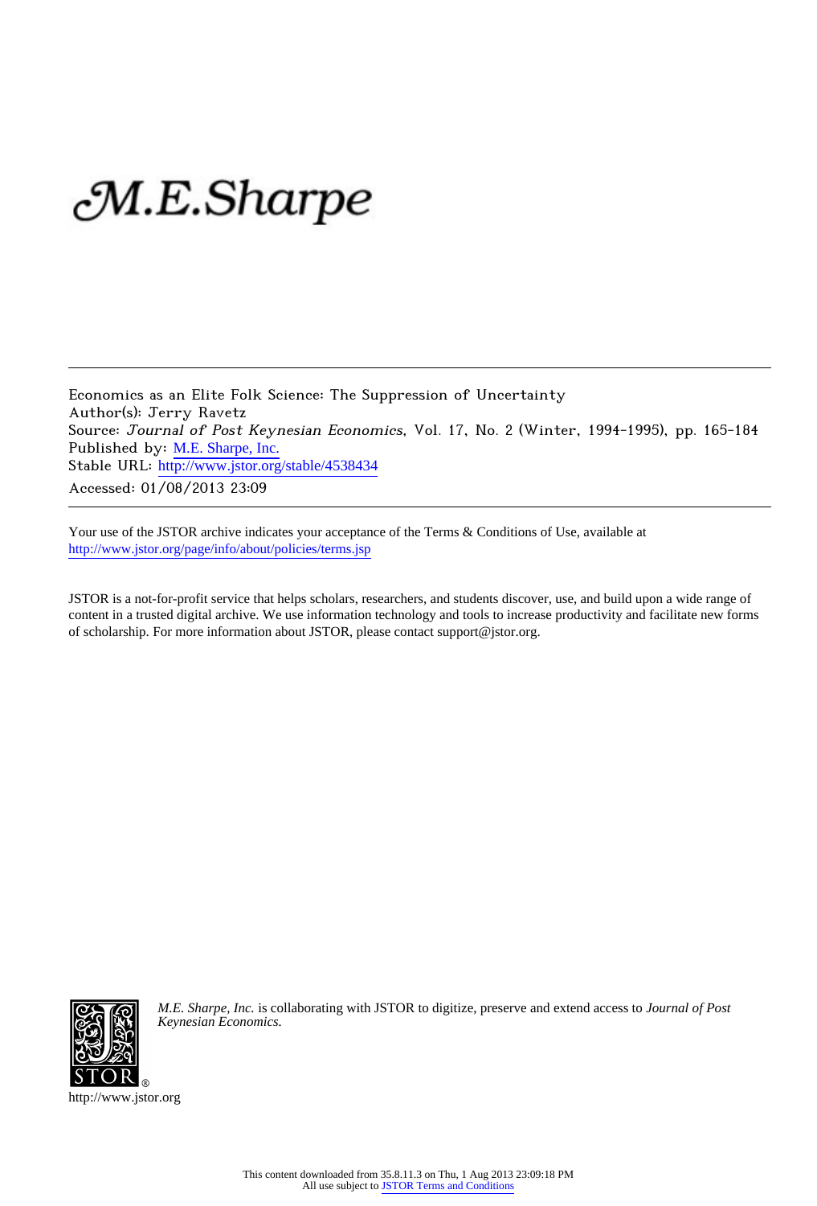M.E.Sharpe

Economics as an Elite Folk Science: The Suppression of Uncertainty
Author(s): Jerry Ravetz
Source: *Journal of Post Keynesian Economics*, Vol. 17, No. 2 (Winter, 1994-1995), pp. 165-184
Published by: M.E. Sharpe, Inc.
Stable URL: http://www.jstor.org/stable/4538434
Accessed: 01/08/2013 23:09

---

Your use of the JSTOR archive indicates your acceptance of the Terms & Conditions of Use, available at
http://www.jstor.org/page/info/about/policies/terms.jsp

JSTOR is a not-for-profit service that helps scholars, researchers, and students discover, use, and build upon a wide range of content in a trusted digital archive. We use information technology and tools to increase productivity and facilitate new forms of scholarship. For more information about JSTOR, please contact support@jstor.org.

*M.E. Sharpe, Inc.* is collaborating with JSTOR to digitize, preserve and extend access to *Journal of Post Keynesian Economics.*

http://www.jstor.org

This content downloaded from 35.8.11.3 on Thu, 1 Aug 2013 23:09:18 PM
All use subject to JSTOR Terms and Conditions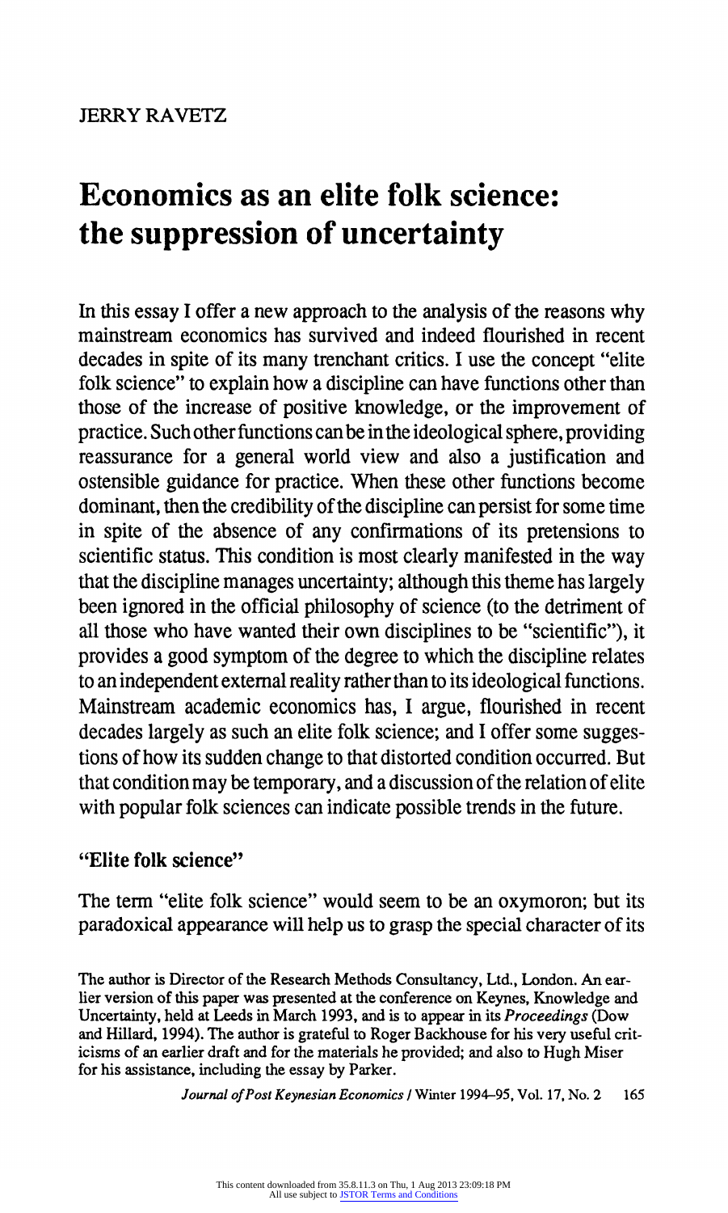JERRY RAVETZ

# Economics as an elite folk science: the suppression of uncertainty

In this essay I offer a new approach to the analysis of the reasons why mainstream economics has survived and indeed flourished in recent decades in spite of its many trenchant critics. I use the concept "elite folk science" to explain how a discipline can have functions other than those of the increase of positive knowledge, or the improvement of practice. Such other functions can be in the ideological sphere, providing reassurance for a general world view and also a justification and ostensible guidance for practice. When these other functions become dominant, then the credibility of the discipline can persist for some time in spite of the absence of any confirmations of its pretensions to scientific status. This condition is most clearly manifested in the way that the discipline manages uncertainty; although this theme has largely been ignored in the official philosophy of science (to the detriment of all those who have wanted their own disciplines to be "scientific"), it provides a good symptom of the degree to which the discipline relates to an independent external reality rather than to its ideological functions. Mainstream academic economics has, I argue, flourished in recent decades largely as such an elite folk science; and I offer some suggestions of how its sudden change to that distorted condition occurred. But that condition may be temporary, and a discussion of the relation of elite with popular folk sciences can indicate possible trends in the future.

## "Elite folk science"

The term "elite folk science" would seem to be an oxymoron; but its paradoxical appearance will help us to grasp the special character of its

The author is Director of the Research Methods Consultancy, Ltd., London. An earlier version of this paper was presented at the conference on Keynes, Knowledge and Uncertainty, held at Leeds in March 1993, and is to appear in its *Proceedings* (Dow and Hillard, 1994). The author is grateful to Roger Backhouse for his very useful criticisms of an earlier draft and for the materials he provided; and also to Hugh Miser for his assistance, including the essay by Parker.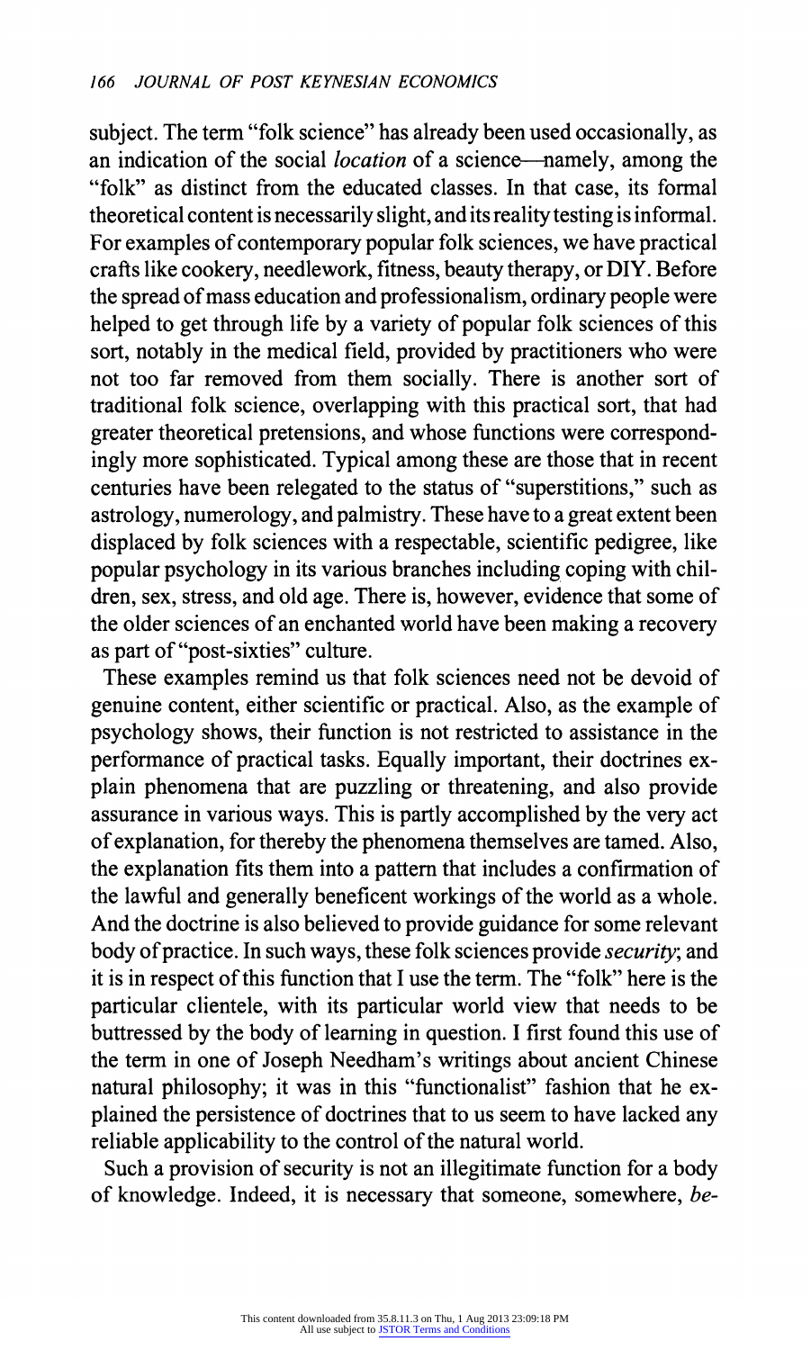subject. The term "folk science" has already been used occasionally, as an indication of the social *location* of a science—namely, among the "folk" as distinct from the educated classes. In that case, its formal theoretical content is necessarily slight, and its reality testing is informal. For examples of contemporary popular folk sciences, we have practical crafts like cookery, needlework, fitness, beauty therapy, or DIY. Before the spread of mass education and professionalism, ordinary people were helped to get through life by a variety of popular folk sciences of this sort, notably in the medical field, provided by practitioners who were not too far removed from them socially. There is another sort of traditional folk science, overlapping with this practical sort, that had greater theoretical pretensions, and whose functions were correspondingly more sophisticated. Typical among these are those that in recent centuries have been relegated to the status of "superstitions," such as astrology, numerology, and palmistry. These have to a great extent been displaced by folk sciences with a respectable, scientific pedigree, like popular psychology in its various branches including coping with children, sex, stress, and old age. There is, however, evidence that some of the older sciences of an enchanted world have been making a recovery as part of "post-sixties" culture.

These examples remind us that folk sciences need not be devoid of genuine content, either scientific or practical. Also, as the example of psychology shows, their function is not restricted to assistance in the performance of practical tasks. Equally important, their doctrines explain phenomena that are puzzling or threatening, and also provide assurance in various ways. This is partly accomplished by the very act of explanation, for thereby the phenomena themselves are tamed. Also, the explanation fits them into a pattern that includes a confirmation of the lawful and generally beneficent workings of the world as a whole. And the doctrine is also believed to provide guidance for some relevant body of practice. In such ways, these folk sciences provide *security*; and it is in respect of this function that I use the term. The "folk" here is the particular clientele, with its particular world view that needs to be buttressed by the body of learning in question. I first found this use of the term in one of Joseph Needham's writings about ancient Chinese natural philosophy; it was in this "functionalist" fashion that he explained the persistence of doctrines that to us seem to have lacked any reliable applicability to the control of the natural world.

Such a provision of security is not an illegitimate function for a body of knowledge. Indeed, it is necessary that someone, somewhere, *be-*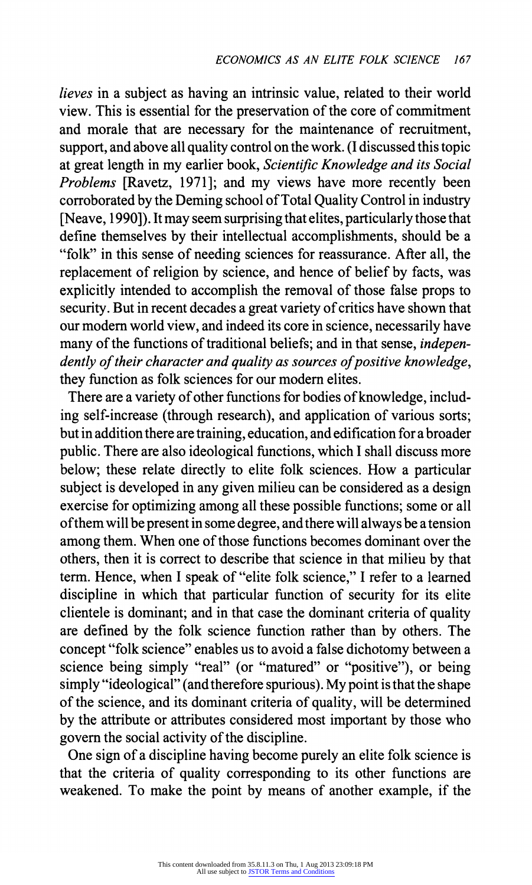*lieves* in a subject as having an intrinsic value, related to their world view. This is essential for the preservation of the core of commitment and morale that are necessary for the maintenance of recruitment, support, and above all quality control on the work. (I discussed this topic at great length in my earlier book, *Scientific Knowledge and its Social Problems* [Ravetz, 1971]; and my views have more recently been corroborated by the Deming school of Total Quality Control in industry [Neave, 1990]). It may seem surprising that elites, particularly those that define themselves by their intellectual accomplishments, should be a "folk" in this sense of needing sciences for reassurance. After all, the replacement of religion by science, and hence of belief by facts, was explicitly intended to accomplish the removal of those false props to security. But in recent decades a great variety of critics have shown that our modern world view, and indeed its core in science, necessarily have many of the functions of traditional beliefs; and in that sense, *independently of their character and quality as sources of positive knowledge*, they function as folk sciences for our modern elites.

There are a variety of other functions for bodies of knowledge, including self-increase (through research), and application of various sorts; but in addition there are training, education, and edification for a broader public. There are also ideological functions, which I shall discuss more below; these relate directly to elite folk sciences. How a particular subject is developed in any given milieu can be considered as a design exercise for optimizing among all these possible functions; some or all of them will be present in some degree, and there will always be a tension among them. When one of those functions becomes dominant over the others, then it is correct to describe that science in that milieu by that term. Hence, when I speak of "elite folk science," I refer to a learned discipline in which that particular function of security for its elite clientele is dominant; and in that case the dominant criteria of quality are defined by the folk science function rather than by others. The concept "folk science" enables us to avoid a false dichotomy between a science being simply "real" (or "matured" or "positive"), or being simply "ideological" (and therefore spurious). My point is that the shape of the science, and its dominant criteria of quality, will be determined by the attribute or attributes considered most important by those who govern the social activity of the discipline.

One sign of a discipline having become purely an elite folk science is that the criteria of quality corresponding to its other functions are weakened. To make the point by means of another example, if the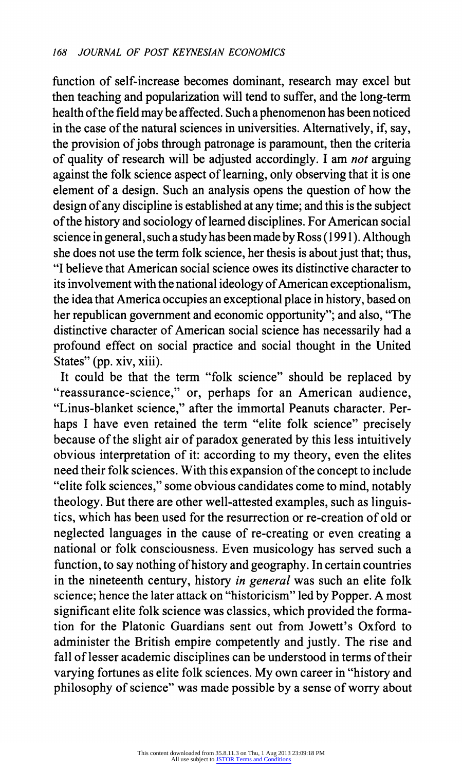function of self-increase becomes dominant, research may excel but then teaching and popularization will tend to suffer, and the long-term health of the field may be affected. Such a phenomenon has been noticed in the case of the natural sciences in universities. Alternatively, if, say, the provision of jobs through patronage is paramount, then the criteria of quality of research will be adjusted accordingly. I am *not* arguing against the folk science aspect of learning, only observing that it is one element of a design. Such an analysis opens the question of how the design of any discipline is established at any time; and this is the subject of the history and sociology of learned disciplines. For American social science in general, such a study has been made by Ross (1991). Although she does not use the term folk science, her thesis is about just that; thus, "I believe that American social science owes its distinctive character to its involvement with the national ideology of American exceptionalism, the idea that America occupies an exceptional place in history, based on her republican government and economic opportunity"; and also, "The distinctive character of American social science has necessarily had a profound effect on social practice and social thought in the United States" (pp. xiv, xiii).

It could be that the term "folk science" should be replaced by "reassurance-science," or, perhaps for an American audience, "Linus-blanket science," after the immortal Peanuts character. Perhaps I have even retained the term "elite folk science" precisely because of the slight air of paradox generated by this less intuitively obvious interpretation of it: according to my theory, even the elites need their folk sciences. With this expansion of the concept to include "elite folk sciences," some obvious candidates come to mind, notably theology. But there are other well-attested examples, such as linguistics, which has been used for the resurrection or re-creation of old or neglected languages in the cause of re-creating or even creating a national or folk consciousness. Even musicology has served such a function, to say nothing of history and geography. In certain countries in the nineteenth century, history *in general* was such an elite folk science; hence the later attack on "historicism" led by Popper. A most significant elite folk science was classics, which provided the formation for the Platonic Guardians sent out from Jowett's Oxford to administer the British empire competently and justly. The rise and fall of lesser academic disciplines can be understood in terms of their varying fortunes as elite folk sciences. My own career in "history and philosophy of science" was made possible by a sense of worry about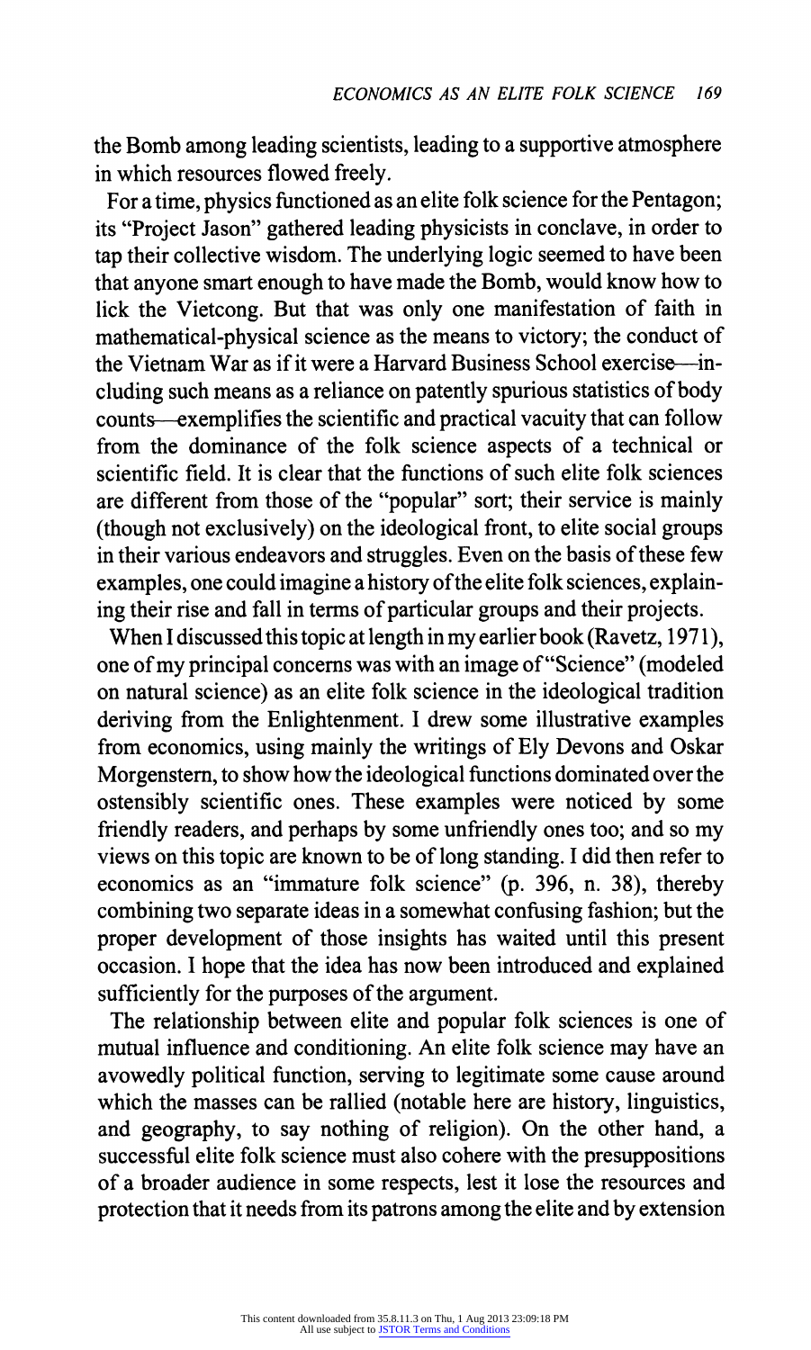the Bomb among leading scientists, leading to a supportive atmosphere in which resources flowed freely.

For a time, physics functioned as an elite folk science for the Pentagon; its "Project Jason" gathered leading physicists in conclave, in order to tap their collective wisdom. The underlying logic seemed to have been that anyone smart enough to have made the Bomb, would know how to lick the Vietcong. But that was only one manifestation of faith in mathematical-physical science as the means to victory; the conduct of the Vietnam War as if it were a Harvard Business School exercise—including such means as a reliance on patently spurious statistics of body counts—exemplifies the scientific and practical vacuity that can follow from the dominance of the folk science aspects of a technical or scientific field. It is clear that the functions of such elite folk sciences are different from those of the "popular" sort; their service is mainly (though not exclusively) on the ideological front, to elite social groups in their various endeavors and struggles. Even on the basis of these few examples, one could imagine a history of the elite folk sciences, explaining their rise and fall in terms of particular groups and their projects.

When I discussed this topic at length in my earlier book (Ravetz, 1971), one of my principal concerns was with an image of "Science" (modeled on natural science) as an elite folk science in the ideological tradition deriving from the Enlightenment. I drew some illustrative examples from economics, using mainly the writings of Ely Devons and Oskar Morgenstern, to show how the ideological functions dominated over the ostensibly scientific ones. These examples were noticed by some friendly readers, and perhaps by some unfriendly ones too; and so my views on this topic are known to be of long standing. I did then refer to economics as an "immature folk science" (p. 396, n. 38), thereby combining two separate ideas in a somewhat confusing fashion; but the proper development of those insights has waited until this present occasion. I hope that the idea has now been introduced and explained sufficiently for the purposes of the argument.

The relationship between elite and popular folk sciences is one of mutual influence and conditioning. An elite folk science may have an avowedly political function, serving to legitimate some cause around which the masses can be rallied (notable here are history, linguistics, and geography, to say nothing of religion). On the other hand, a successful elite folk science must also cohere with the presuppositions of a broader audience in some respects, lest it lose the resources and protection that it needs from its patrons among the elite and by extension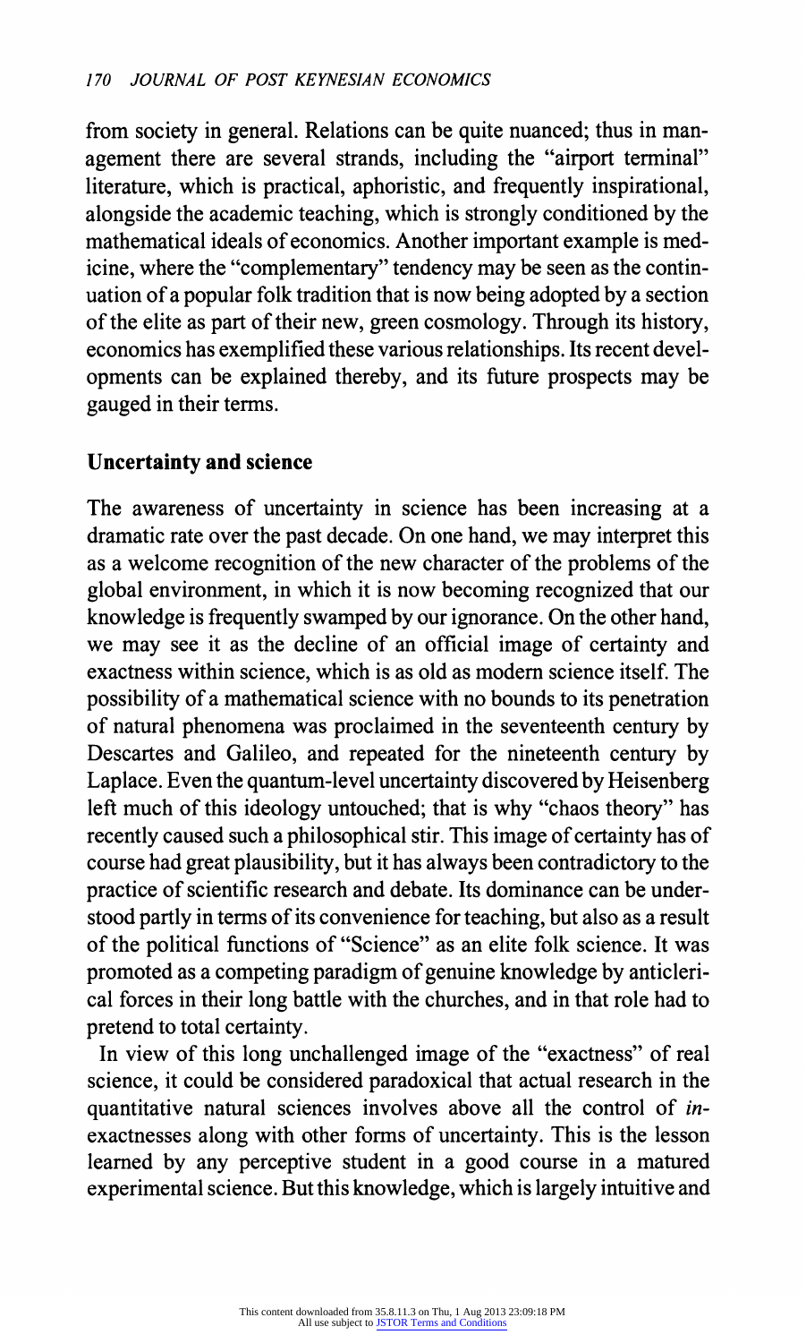from society in general. Relations can be quite nuanced; thus in management there are several strands, including the "airport terminal" literature, which is practical, aphoristic, and frequently inspirational, alongside the academic teaching, which is strongly conditioned by the mathematical ideals of economics. Another important example is medicine, where the "complementary" tendency may be seen as the continuation of a popular folk tradition that is now being adopted by a section of the elite as part of their new, green cosmology. Through its history, economics has exemplified these various relationships. Its recent developments can be explained thereby, and its future prospects may be gauged in their terms.

## Uncertainty and science

The awareness of uncertainty in science has been increasing at a dramatic rate over the past decade. On one hand, we may interpret this as a welcome recognition of the new character of the problems of the global environment, in which it is now becoming recognized that our knowledge is frequently swamped by our ignorance. On the other hand, we may see it as the decline of an official image of certainty and exactness within science, which is as old as modern science itself. The possibility of a mathematical science with no bounds to its penetration of natural phenomena was proclaimed in the seventeenth century by Descartes and Galileo, and repeated for the nineteenth century by Laplace. Even the quantum-level uncertainty discovered by Heisenberg left much of this ideology untouched; that is why "chaos theory" has recently caused such a philosophical stir. This image of certainty has of course had great plausibility, but it has always been contradictory to the practice of scientific research and debate. Its dominance can be understood partly in terms of its convenience for teaching, but also as a result of the political functions of "Science" as an elite folk science. It was promoted as a competing paradigm of genuine knowledge by anticlerical forces in their long battle with the churches, and in that role had to pretend to total certainty.

In view of this long unchallenged image of the "exactness" of real science, it could be considered paradoxical that actual research in the quantitative natural sciences involves above all the control of *in*-exactnesses along with other forms of uncertainty. This is the lesson learned by any perceptive student in a good course in a matured experimental science. But this knowledge, which is largely intuitive and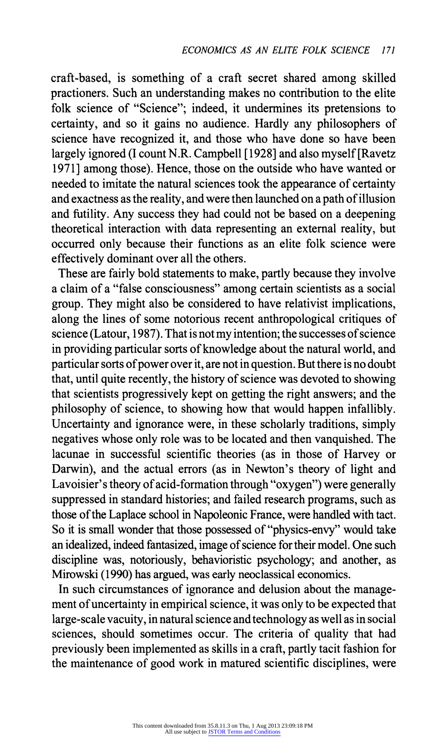craft-based, is something of a craft secret shared among skilled practioners. Such an understanding makes no contribution to the elite folk science of "Science"; indeed, it undermines its pretensions to certainty, and so it gains no audience. Hardly any philosophers of science have recognized it, and those who have done so have been largely ignored (I count N.R. Campbell [1928] and also myself [Ravetz 1971] among those). Hence, those on the outside who have wanted or needed to imitate the natural sciences took the appearance of certainty and exactness as the reality, and were then launched on a path of illusion and futility. Any success they had could not be based on a deepening theoretical interaction with data representing an external reality, but occurred only because their functions as an elite folk science were effectively dominant over all the others.

These are fairly bold statements to make, partly because they involve a claim of a "false consciousness" among certain scientists as a social group. They might also be considered to have relativist implications, along the lines of some notorious recent anthropological critiques of science (Latour, 1987). That is not my intention; the successes of science in providing particular sorts of knowledge about the natural world, and particular sorts of power over it, are not in question. But there is no doubt that, until quite recently, the history of science was devoted to showing that scientists progressively kept on getting the right answers; and the philosophy of science, to showing how that would happen infallibly. Uncertainty and ignorance were, in these scholarly traditions, simply negatives whose only role was to be located and then vanquished. The lacunae in successful scientific theories (as in those of Harvey or Darwin), and the actual errors (as in Newton's theory of light and Lavoisier's theory of acid-formation through "oxygen") were generally suppressed in standard histories; and failed research programs, such as those of the Laplace school in Napoleonic France, were handled with tact. So it is small wonder that those possessed of "physics-envy" would take an idealized, indeed fantasized, image of science for their model. One such discipline was, notoriously, behavioristic psychology; and another, as Mirowski (1990) has argued, was early neoclassical economics.

In such circumstances of ignorance and delusion about the management of uncertainty in empirical science, it was only to be expected that large-scale vacuity, in natural science and technology as well as in social sciences, should sometimes occur. The criteria of quality that had previously been implemented as skills in a craft, partly tacit fashion for the maintenance of good work in matured scientific disciplines, were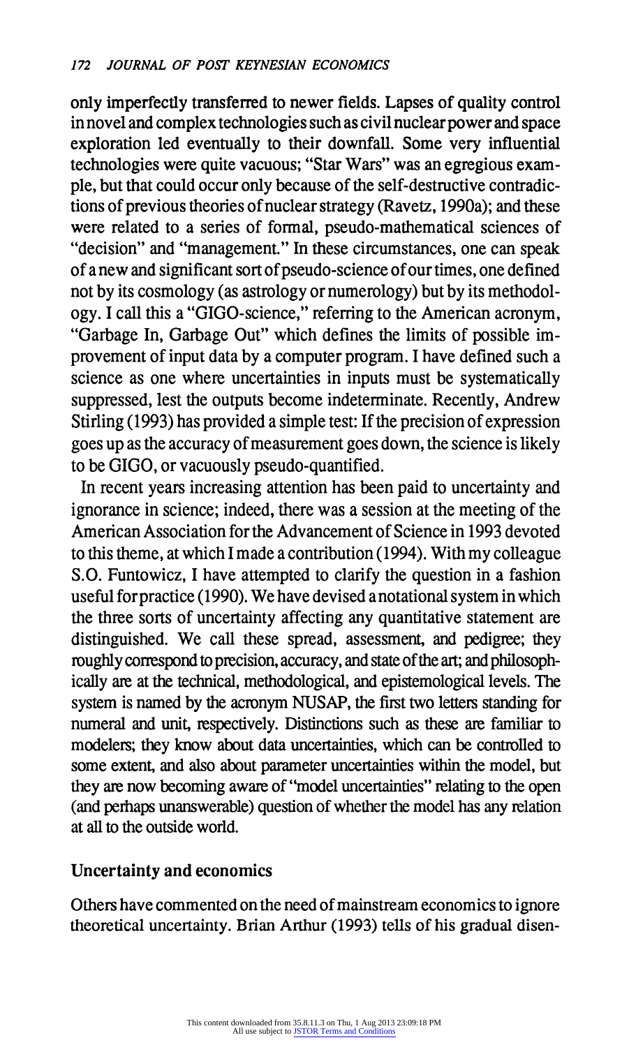only imperfectly transferred to newer fields. Lapses of quality control in novel and complex technologies such as civil nuclear power and space exploration led eventually to their downfall. Some very influential technologies were quite vacuous; "Star Wars" was an egregious example, but that could occur only because of the self-destructive contradictions of previous theories of nuclear strategy (Ravetz, 1990a); and these were related to a series of formal, pseudo-mathematical sciences of "decision" and "management." In these circumstances, one can speak of a new and significant sort of pseudo-science of our times, one defined not by its cosmology (as astrology or numerology) but by its methodology. I call this a "GIGO-science," referring to the American acronym, "Garbage In, Garbage Out" which defines the limits of possible improvement of input data by a computer program. I have defined such a science as one where uncertainties in inputs must be systematically suppressed, lest the outputs become indeterminate. Recently, Andrew Stirling (1993) has provided a simple test: If the precision of expression goes up as the accuracy of measurement goes down, the science is likely to be GIGO, or vacuously pseudo-quantified.

In recent years increasing attention has been paid to uncertainty and ignorance in science; indeed, there was a session at the meeting of the American Association for the Advancement of Science in 1993 devoted to this theme, at which I made a contribution (1994). With my colleague S.O. Funtowicz, I have attempted to clarify the question in a fashion useful for practice (1990). We have devised a notational system in which the three sorts of uncertainty affecting any quantitative statement are distinguished. We call these spread, assessment, and pedigree; they roughly correspond to precision, accuracy, and state of the art; and philosophically are at the technical, methodological, and epistemological levels. The system is named by the acronym NUSAP, the first two letters standing for numeral and unit, respectively. Distinctions such as these are familiar to modelers; they know about data uncertainties, which can be controlled to some extent, and also about parameter uncertainties within the model, but they are now becoming aware of "model uncertainties" relating to the open (and perhaps unanswerable) question of whether the model has any relation at all to the outside world.

## Uncertainty and economics

Others have commented on the need of mainstream economics to ignore theoretical uncertainty. Brian Arthur (1993) tells of his gradual disen-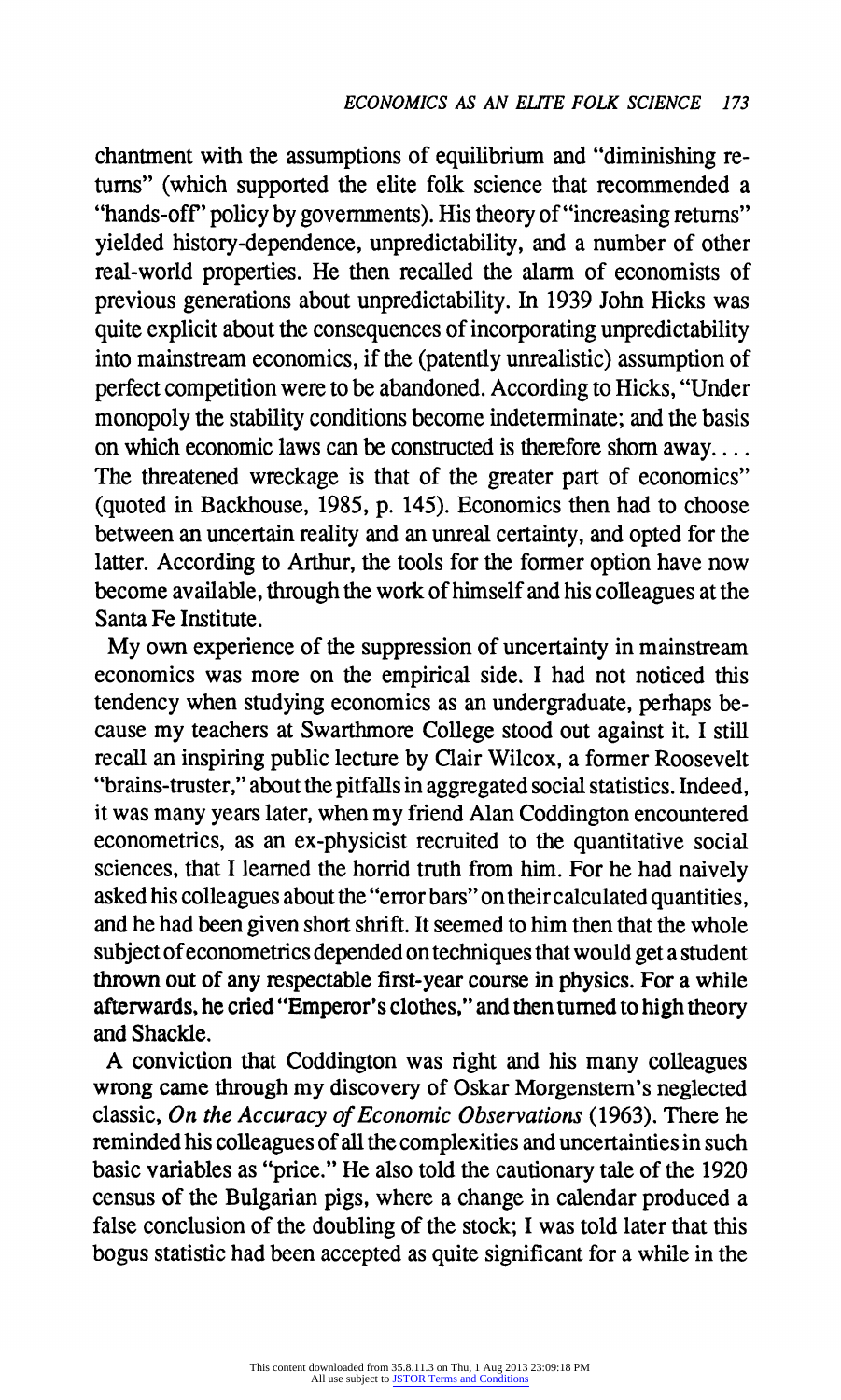chantment with the assumptions of equilibrium and "diminishing returns" (which supported the elite folk science that recommended a "hands-off" policy by governments). His theory of "increasing returns" yielded history-dependence, unpredictability, and a number of other real-world properties. He then recalled the alarm of economists of previous generations about unpredictability. In 1939 John Hicks was quite explicit about the consequences of incorporating unpredictability into mainstream economics, if the (patently unrealistic) assumption of perfect competition were to be abandoned. According to Hicks, "Under monopoly the stability conditions become indeterminate; and the basis on which economic laws can be constructed is therefore shorn away. . . . The threatened wreckage is that of the greater part of economics" (quoted in Backhouse, 1985, p. 145). Economics then had to choose between an uncertain reality and an unreal certainty, and opted for the latter. According to Arthur, the tools for the former option have now become available, through the work of himself and his colleagues at the Santa Fe Institute.

My own experience of the suppression of uncertainty in mainstream economics was more on the empirical side. I had not noticed this tendency when studying economics as an undergraduate, perhaps because my teachers at Swarthmore College stood out against it. I still recall an inspiring public lecture by Clair Wilcox, a former Roosevelt "brains-truster," about the pitfalls in aggregated social statistics. Indeed, it was many years later, when my friend Alan Coddington encountered econometrics, as an ex-physicist recruited to the quantitative social sciences, that I learned the horrid truth from him. For he had naively asked his colleagues about the "error bars" on their calculated quantities, and he had been given short shrift. It seemed to him then that the whole subject of econometrics depended on techniques that would get a student thrown out of any respectable first-year course in physics. For a while afterwards, he cried "Emperor's clothes," and then turned to high theory and Shackle.

A conviction that Coddington was right and his many colleagues wrong came through my discovery of Oskar Morgenstern's neglected classic, *On the Accuracy of Economic Observations* (1963). There he reminded his colleagues of all the complexities and uncertainties in such basic variables as "price." He also told the cautionary tale of the 1920 census of the Bulgarian pigs, where a change in calendar produced a false conclusion of the doubling of the stock; I was told later that this bogus statistic had been accepted as quite significant for a while in the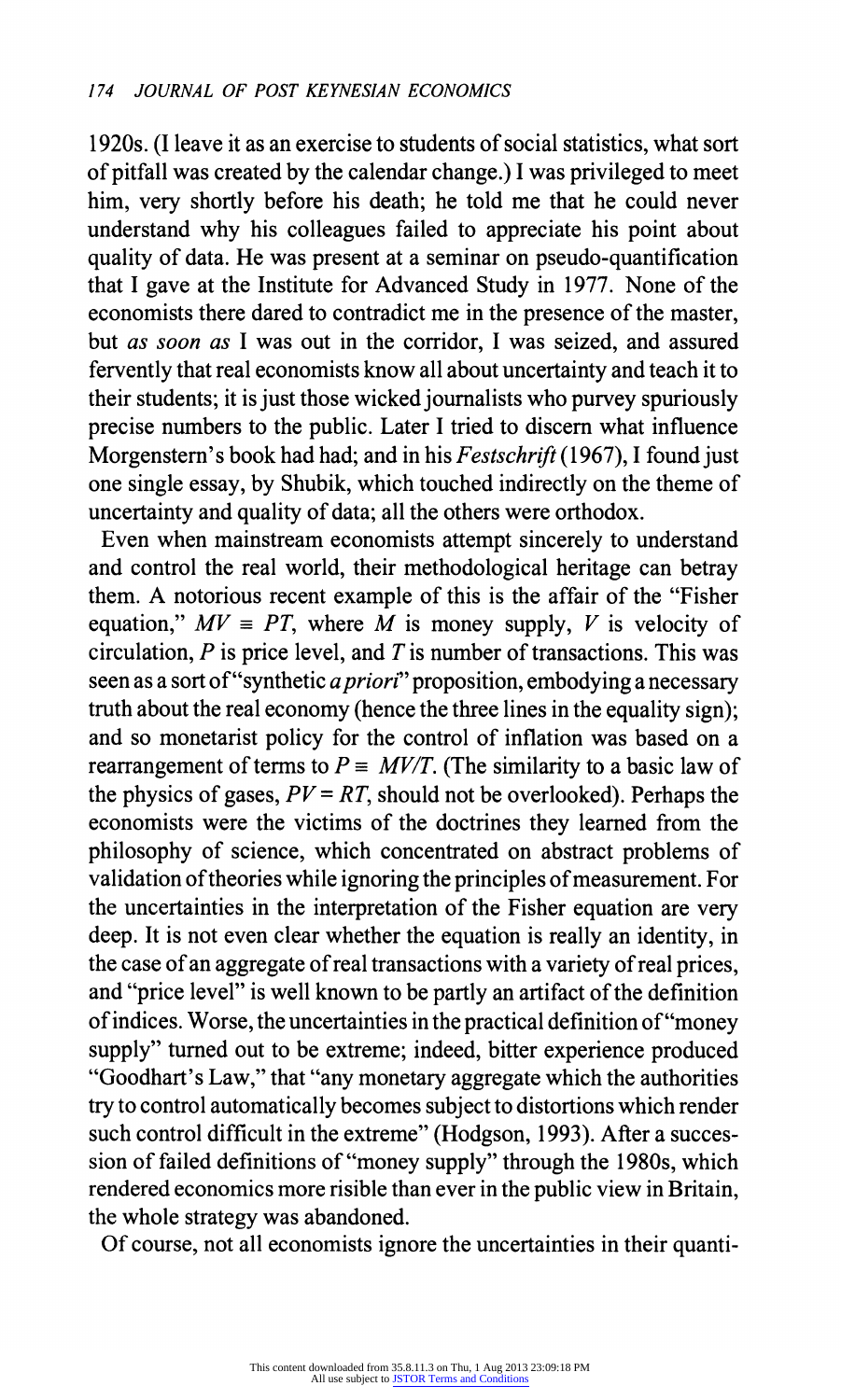1920s. (I leave it as an exercise to students of social statistics, what sort of pitfall was created by the calendar change.) I was privileged to meet him, very shortly before his death; he told me that he could never understand why his colleagues failed to appreciate his point about quality of data. He was present at a seminar on pseudo-quantification that I gave at the Institute for Advanced Study in 1977. None of the economists there dared to contradict me in the presence of the master, but *as soon as* I was out in the corridor, I was seized, and assured fervently that real economists know all about uncertainty and teach it to their students; it is just those wicked journalists who purvey spuriously precise numbers to the public. Later I tried to discern what influence Morgenstern's book had had; and in his *Festschrift* (1967), I found just one single essay, by Shubik, which touched indirectly on the theme of uncertainty and quality of data; all the others were orthodox.

Even when mainstream economists attempt sincerely to understand and control the real world, their methodological heritage can betray them. A notorious recent example of this is the affair of the "Fisher equation," $MV \equiv PT$, where $M$ is money supply, $V$ is velocity of circulation, $P$ is price level, and $T$ is number of transactions. This was seen as a sort of "synthetic *a priori*" proposition, embodying a necessary truth about the real economy (hence the three lines in the equality sign); and so monetarist policy for the control of inflation was based on a rearrangement of terms to $P \equiv MV/T$. (The similarity to a basic law of the physics of gases, $PV = RT$, should not be overlooked). Perhaps the economists were the victims of the doctrines they learned from the philosophy of science, which concentrated on abstract problems of validation of theories while ignoring the principles of measurement. For the uncertainties in the interpretation of the Fisher equation are very deep. It is not even clear whether the equation is really an identity, in the case of an aggregate of real transactions with a variety of real prices, and "price level" is well known to be partly an artifact of the definition of indices. Worse, the uncertainties in the practical definition of "money supply" turned out to be extreme; indeed, bitter experience produced "Goodhart's Law," that "any monetary aggregate which the authorities try to control automatically becomes subject to distortions which render such control difficult in the extreme" (Hodgson, 1993). After a succession of failed definitions of "money supply" through the 1980s, which rendered economics more risible than ever in the public view in Britain, the whole strategy was abandoned.

Of course, not all economists ignore the uncertainties in their quanti-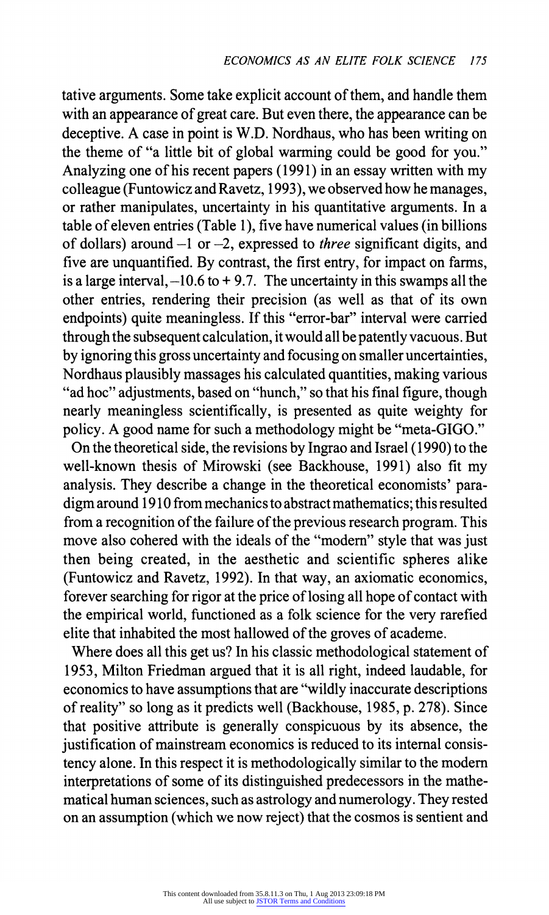tative arguments. Some take explicit account of them, and handle them with an appearance of great care. But even there, the appearance can be deceptive. A case in point is W.D. Nordhaus, who has been writing on the theme of "a little bit of global warming could be good for you." Analyzing one of his recent papers (1991) in an essay written with my colleague (Funtowicz and Ravetz, 1993), we observed how he manages, or rather manipulates, uncertainty in his quantitative arguments. In a table of eleven entries (Table 1), five have numerical values (in billions of dollars) around –1 or –2, expressed to *three* significant digits, and five are unquantified. By contrast, the first entry, for impact on farms, is a large interval, –10.6 to + 9.7. The uncertainty in this swamps all the other entries, rendering their precision (as well as that of its own endpoints) quite meaningless. If this "error-bar" interval were carried through the subsequent calculation, it would all be patently vacuous. But by ignoring this gross uncertainty and focusing on smaller uncertainties, Nordhaus plausibly massages his calculated quantities, making various "ad hoc" adjustments, based on "hunch," so that his final figure, though nearly meaningless scientifically, is presented as quite weighty for policy. A good name for such a methodology might be "meta-GIGO."

On the theoretical side, the revisions by Ingrao and Israel (1990) to the well-known thesis of Mirowski (see Backhouse, 1991) also fit my analysis. They describe a change in the theoretical economists' paradigm around 1910 from mechanics to abstract mathematics; this resulted from a recognition of the failure of the previous research program. This move also cohered with the ideals of the "modern" style that was just then being created, in the aesthetic and scientific spheres alike (Funtowicz and Ravetz, 1992). In that way, an axiomatic economics, forever searching for rigor at the price of losing all hope of contact with the empirical world, functioned as a folk science for the very rarefied elite that inhabited the most hallowed of the groves of academe.

Where does all this get us? In his classic methodological statement of 1953, Milton Friedman argued that it is all right, indeed laudable, for economics to have assumptions that are "wildly inaccurate descriptions of reality" so long as it predicts well (Backhouse, 1985, p. 278). Since that positive attribute is generally conspicuous by its absence, the justification of mainstream economics is reduced to its internal consistency alone. In this respect it is methodologically similar to the modern interpretations of some of its distinguished predecessors in the mathematical human sciences, such as astrology and numerology. They rested on an assumption (which we now reject) that the cosmos is sentient and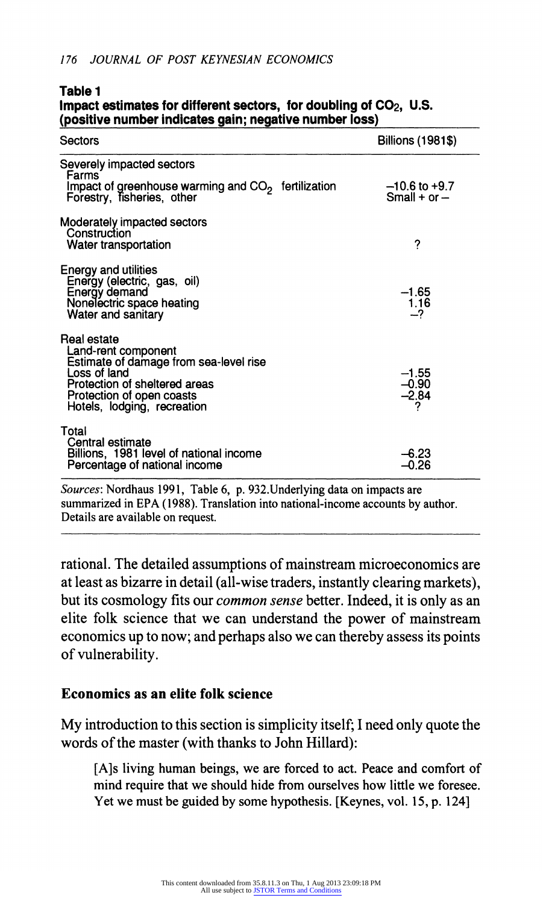**Table 1**
**Impact estimates for different sectors, for doubling of $CO_2$, U.S. (positive number indicates gain; negative number loss)**

| Sectors | Billions (1981$) |
|---|---|
| Severely impacted sectors | |
| Farms | |
| Impact of greenhouse warming and $CO_2$ fertilization | –10.6 to +9.7 |
| Forestry, fisheries, other | Small + or – |
| Moderately impacted sectors | |
| Construction | |
| Water transportation | ? |
| Energy and utilities | |
| Energy (electric, gas, oil) | |
| Energy demand | –1.65 |
| Nonelectric space heating | 1.16 |
| Water and sanitary | –? |
| Real estate | |
| Land-rent component | |
| Estimate of damage from sea-level rise | |
| Loss of land | –1.55 |
| Protection of sheltered areas | –0.90 |
| Protection of open coasts | –2.84 |
| Hotels, lodging, recreation | ? |
| Total | |
| Central estimate | |
| Billions, 1981 level of national income | –6.23 |
| Percentage of national income | –0.26 |

*Sources*: Nordhaus 1991, Table 6, p. 932. Underlying data on impacts are summarized in EPA (1988). Translation into national-income accounts by author. Details are available on request.

rational. The detailed assumptions of mainstream microeconomics are at least as bizarre in detail (all-wise traders, instantly clearing markets), but its cosmology fits our *common sense* better. Indeed, it is only as an elite folk science that we can understand the power of mainstream economics up to now; and perhaps also we can thereby assess its points of vulnerability.

## Economics as an elite folk science

My introduction to this section is simplicity itself; I need only quote the words of the master (with thanks to John Hillard):

> [A]s living human beings, we are forced to act. Peace and comfort of mind require that we should hide from ourselves how little we foresee. Yet we must be guided by some hypothesis. [Keynes, vol. 15, p. 124]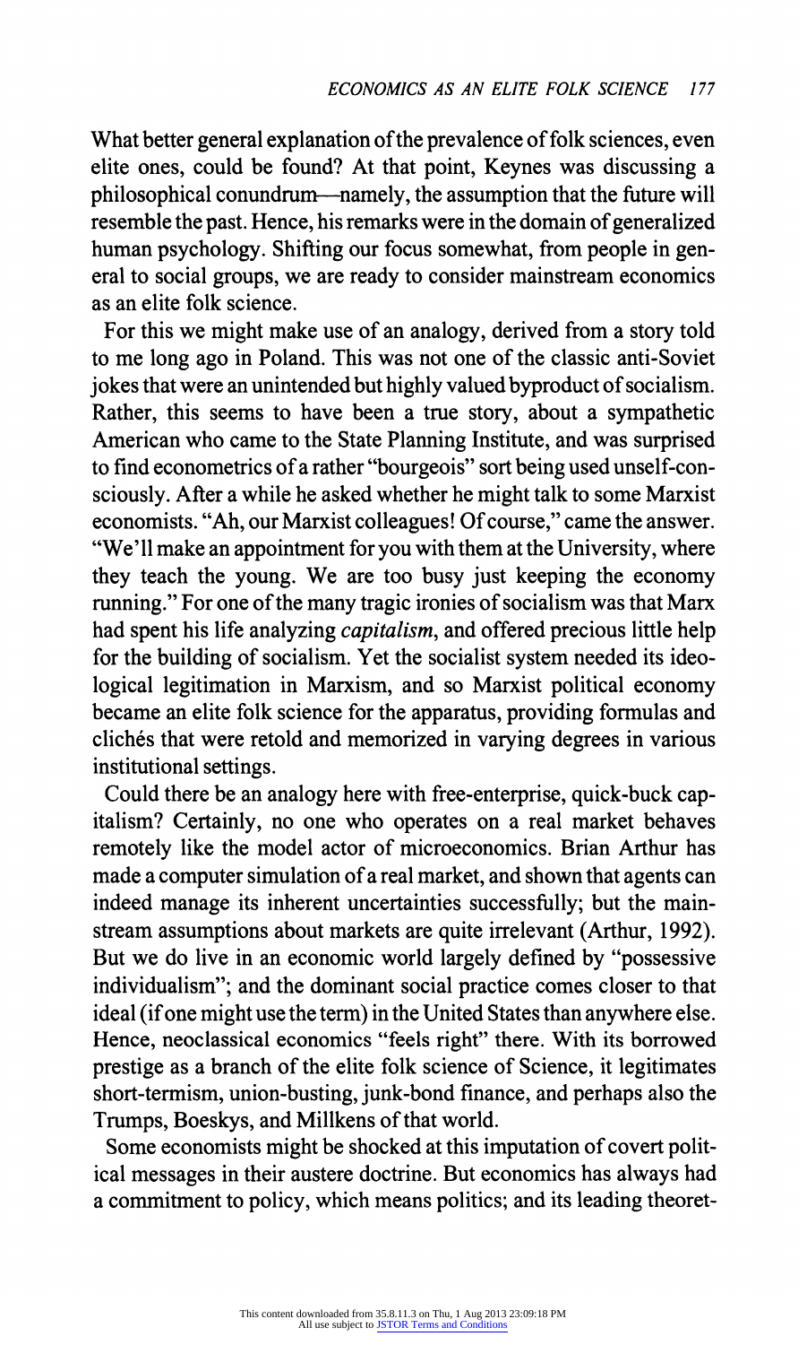What better general explanation of the prevalence of folk sciences, even elite ones, could be found? At that point, Keynes was discussing a philosophical conundrum—namely, the assumption that the future will resemble the past. Hence, his remarks were in the domain of generalized human psychology. Shifting our focus somewhat, from people in general to social groups, we are ready to consider mainstream economics as an elite folk science.

For this we might make use of an analogy, derived from a story told to me long ago in Poland. This was not one of the classic anti-Soviet jokes that were an unintended but highly valued byproduct of socialism. Rather, this seems to have been a true story, about a sympathetic American who came to the State Planning Institute, and was surprised to find econometrics of a rather "bourgeois" sort being used unself-consciously. After a while he asked whether he might talk to some Marxist economists. "Ah, our Marxist colleagues! Of course," came the answer. "We'll make an appointment for you with them at the University, where they teach the young. We are too busy just keeping the economy running." For one of the many tragic ironies of socialism was that Marx had spent his life analyzing *capitalism*, and offered precious little help for the building of socialism. Yet the socialist system needed its ideological legitimation in Marxism, and so Marxist political economy became an elite folk science for the apparatus, providing formulas and clichés that were retold and memorized in varying degrees in various institutional settings.

Could there be an analogy here with free-enterprise, quick-buck capitalism? Certainly, no one who operates on a real market behaves remotely like the model actor of microeconomics. Brian Arthur has made a computer simulation of a real market, and shown that agents can indeed manage its inherent uncertainties successfully; but the mainstream assumptions about markets are quite irrelevant (Arthur, 1992). But we do live in an economic world largely defined by "possessive individualism"; and the dominant social practice comes closer to that ideal (if one might use the term) in the United States than anywhere else. Hence, neoclassical economics "feels right" there. With its borrowed prestige as a branch of the elite folk science of Science, it legitimates short-termism, union-busting, junk-bond finance, and perhaps also the Trumps, Boeskys, and Millkens of that world.

Some economists might be shocked at this imputation of covert political messages in their austere doctrine. But economics has always had a commitment to policy, which means politics; and its leading theoret-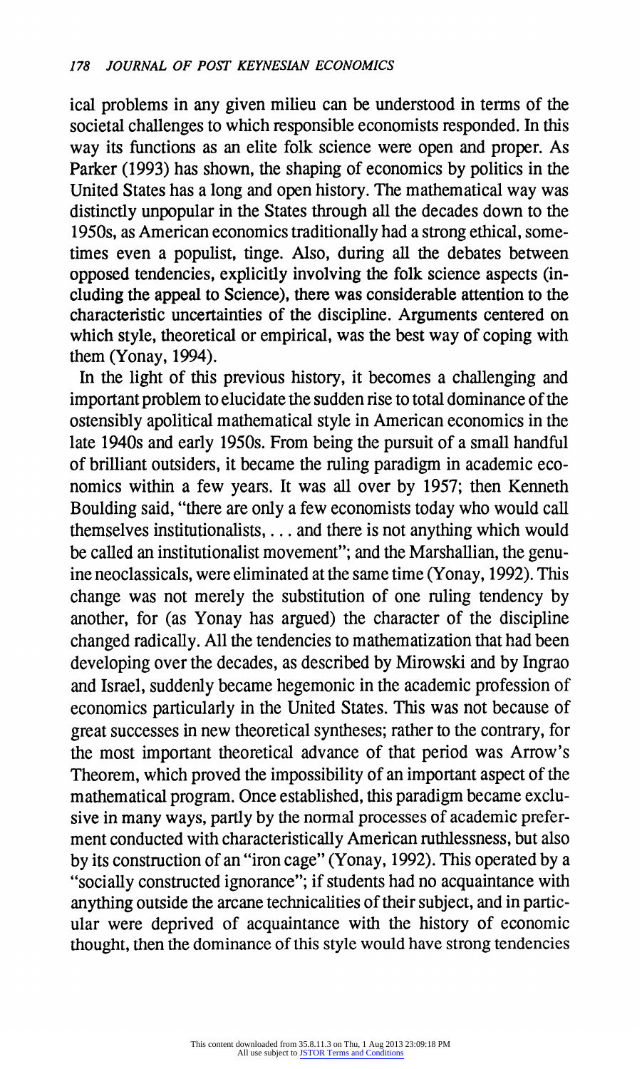ical problems in any given milieu can be understood in terms of the societal challenges to which responsible economists responded. In this way its functions as an elite folk science were open and proper. As Parker (1993) has shown, the shaping of economics by politics in the United States has a long and open history. The mathematical way was distinctly unpopular in the States through all the decades down to the 1950s, as American economics traditionally had a strong ethical, sometimes even a populist, tinge. Also, during all the debates between opposed tendencies, explicitly involving the folk science aspects (including the appeal to Science), there was considerable attention to the characteristic uncertainties of the discipline. Arguments centered on which style, theoretical or empirical, was the best way of coping with them (Yonay, 1994).

In the light of this previous history, it becomes a challenging and important problem to elucidate the sudden rise to total dominance of the ostensibly apolitical mathematical style in American economics in the late 1940s and early 1950s. From being the pursuit of a small handful of brilliant outsiders, it became the ruling paradigm in academic economics within a few years. It was all over by 1957; then Kenneth Boulding said, "there are only a few economists today who would call themselves institutionalists, . . . and there is not anything which would be called an institutionalist movement"; and the Marshallian, the genuine neoclassicals, were eliminated at the same time (Yonay, 1992). This change was not merely the substitution of one ruling tendency by another, for (as Yonay has argued) the character of the discipline changed radically. All the tendencies to mathematization that had been developing over the decades, as described by Mirowski and by Ingrao and Israel, suddenly became hegemonic in the academic profession of economics particularly in the United States. This was not because of great successes in new theoretical syntheses; rather to the contrary, for the most important theoretical advance of that period was Arrow's Theorem, which proved the impossibility of an important aspect of the mathematical program. Once established, this paradigm became exclusive in many ways, partly by the normal processes of academic preferment conducted with characteristically American ruthlessness, but also by its construction of an "iron cage" (Yonay, 1992). This operated by a "socially constructed ignorance"; if students had no acquaintance with anything outside the arcane technicalities of their subject, and in particular were deprived of acquaintance with the history of economic thought, then the dominance of this style would have strong tendencies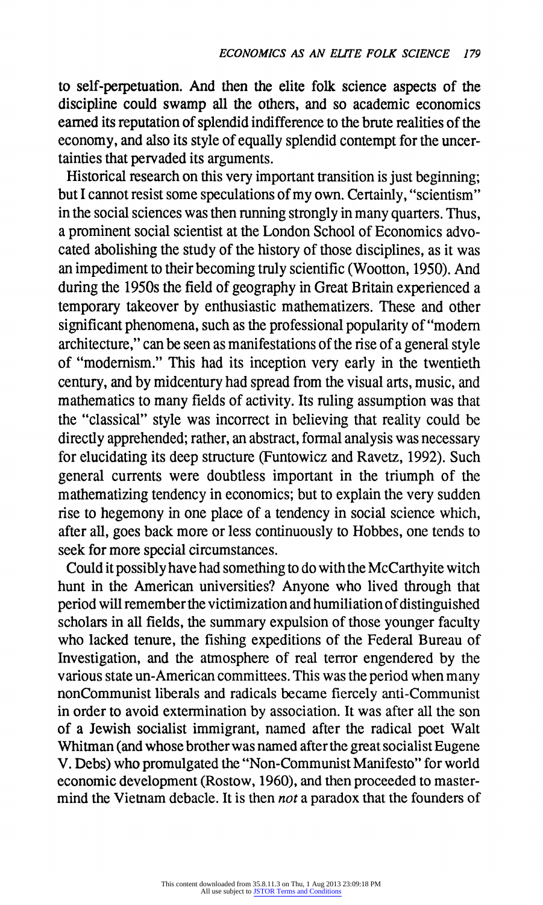to self-perpetuation. And then the elite folk science aspects of the discipline could swamp all the others, and so academic economics earned its reputation of splendid indifference to the brute realities of the economy, and also its style of equally splendid contempt for the uncertainties that pervaded its arguments.

Historical research on this very important transition is just beginning; but I cannot resist some speculations of my own. Certainly, "scientism" in the social sciences was then running strongly in many quarters. Thus, a prominent social scientist at the London School of Economics advocated abolishing the study of the history of those disciplines, as it was an impediment to their becoming truly scientific (Wootton, 1950). And during the 1950s the field of geography in Great Britain experienced a temporary takeover by enthusiastic mathematizers. These and other significant phenomena, such as the professional popularity of "modern architecture," can be seen as manifestations of the rise of a general style of "modernism." This had its inception very early in the twentieth century, and by midcentury had spread from the visual arts, music, and mathematics to many fields of activity. Its ruling assumption was that the "classical" style was incorrect in believing that reality could be directly apprehended; rather, an abstract, formal analysis was necessary for elucidating its deep structure (Funtowicz and Ravetz, 1992). Such general currents were doubtless important in the triumph of the mathematizing tendency in economics; but to explain the very sudden rise to hegemony in one place of a tendency in social science which, after all, goes back more or less continuously to Hobbes, one tends to seek for more special circumstances.

Could it possibly have had something to do with the McCarthyite witch hunt in the American universities? Anyone who lived through that period will remember the victimization and humiliation of distinguished scholars in all fields, the summary expulsion of those younger faculty who lacked tenure, the fishing expeditions of the Federal Bureau of Investigation, and the atmosphere of real terror engendered by the various state un-American committees. This was the period when many nonCommunist liberals and radicals became fiercely anti-Communist in order to avoid extermination by association. It was after all the son of a Jewish socialist immigrant, named after the radical poet Walt Whitman (and whose brother was named after the great socialist Eugene V. Debs) who promulgated the "Non-Communist Manifesto" for world economic development (Rostow, 1960), and then proceeded to mastermind the Vietnam debacle. It is then *not* a paradox that the founders of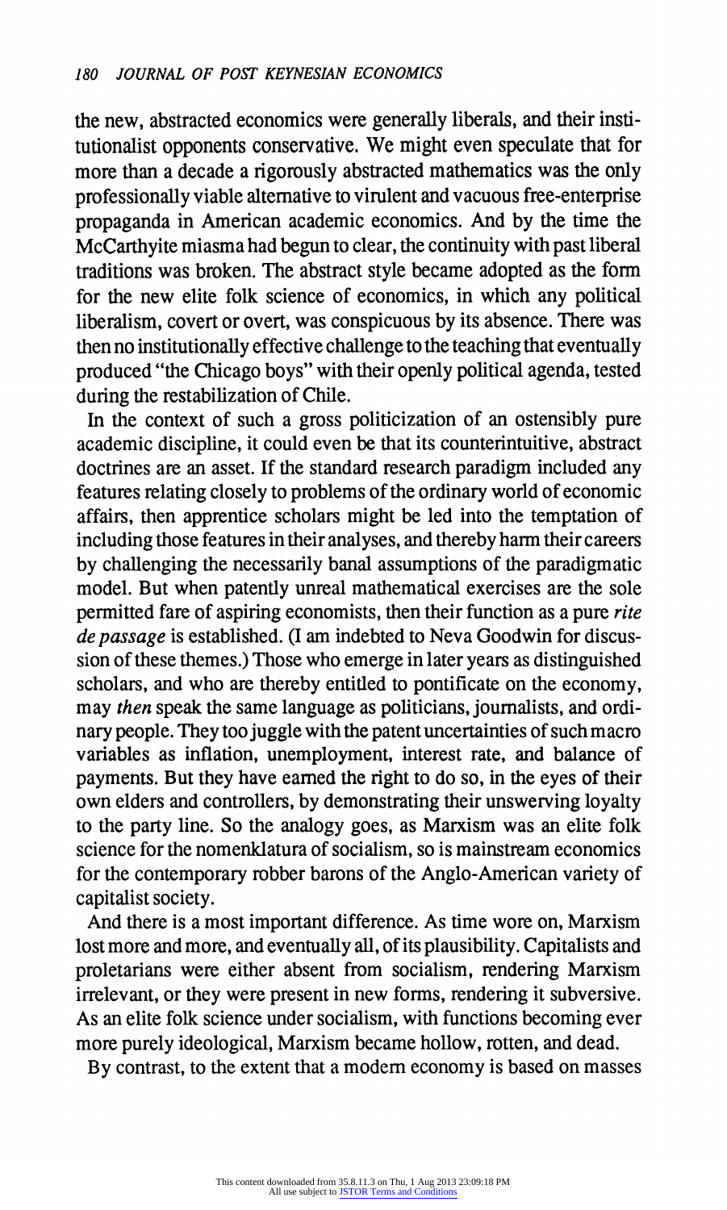the new, abstracted economics were generally liberals, and their institutionalist opponents conservative. We might even speculate that for more than a decade a rigorously abstracted mathematics was the only professionally viable alternative to virulent and vacuous free-enterprise propaganda in American academic economics. And by the time the McCarthyite miasma had begun to clear, the continuity with past liberal traditions was broken. The abstract style became adopted as the form for the new elite folk science of economics, in which any political liberalism, covert or overt, was conspicuous by its absence. There was then no institutionally effective challenge to the teaching that eventually produced "the Chicago boys" with their openly political agenda, tested during the restabilization of Chile.

In the context of such a gross politicization of an ostensibly pure academic discipline, it could even be that its counterintuitive, abstract doctrines are an asset. If the standard research paradigm included any features relating closely to problems of the ordinary world of economic affairs, then apprentice scholars might be led into the temptation of including those features in their analyses, and thereby harm their careers by challenging the necessarily banal assumptions of the paradigmatic model. But when patently unreal mathematical exercises are the sole permitted fare of aspiring economists, then their function as a pure *rite de passage* is established. (I am indebted to Neva Goodwin for discussion of these themes.) Those who emerge in later years as distinguished scholars, and who are thereby entitled to pontificate on the economy, may *then* speak the same language as politicians, journalists, and ordinary people. They too juggle with the patent uncertainties of such macro variables as inflation, unemployment, interest rate, and balance of payments. But they have earned the right to do so, in the eyes of their own elders and controllers, by demonstrating their unswerving loyalty to the party line. So the analogy goes, as Marxism was an elite folk science for the nomenklatura of socialism, so is mainstream economics for the contemporary robber barons of the Anglo-American variety of capitalist society.

And there is a most important difference. As time wore on, Marxism lost more and more, and eventually all, of its plausibility. Capitalists and proletarians were either absent from socialism, rendering Marxism irrelevant, or they were present in new forms, rendering it subversive. As an elite folk science under socialism, with functions becoming ever more purely ideological, Marxism became hollow, rotten, and dead.

By contrast, to the extent that a modern economy is based on masses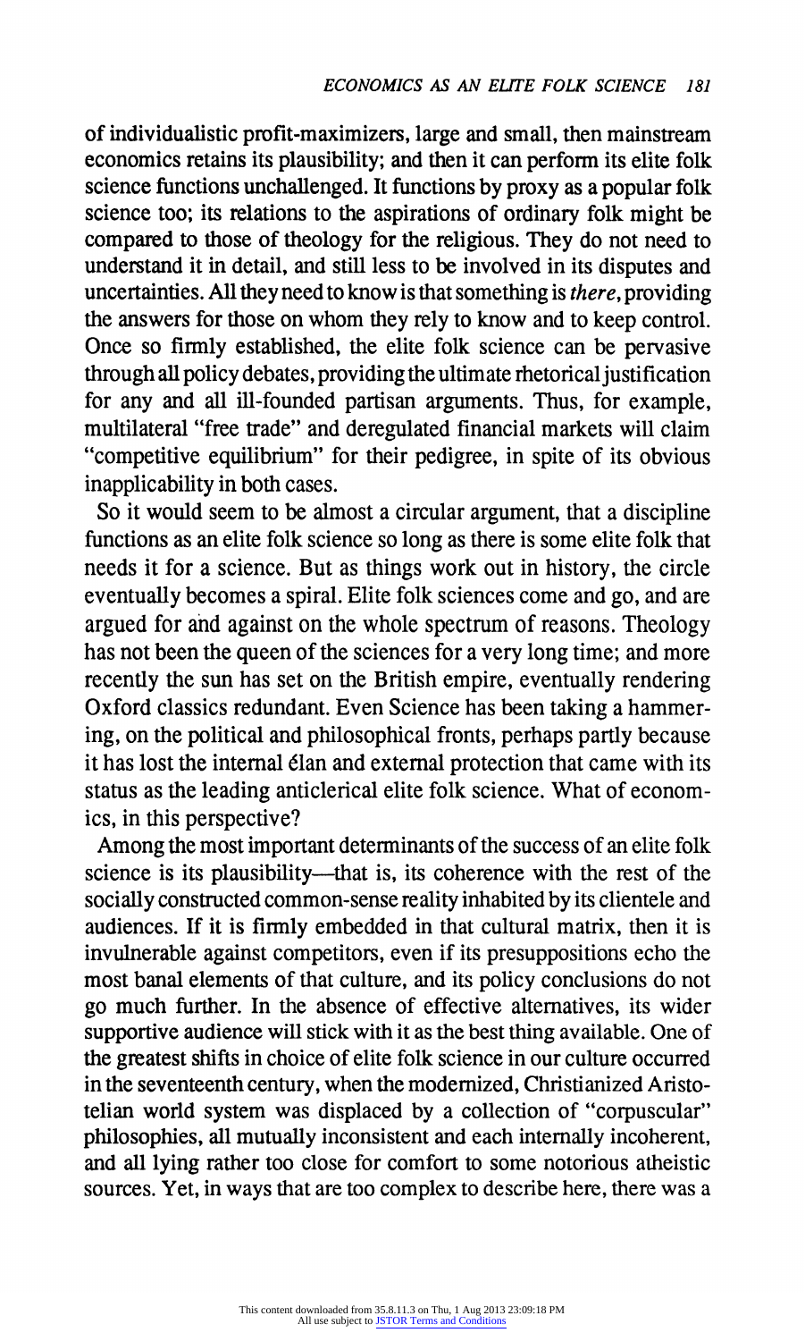of individualistic profit-maximizers, large and small, then mainstream economics retains its plausibility; and then it can perform its elite folk science functions unchallenged. It functions by proxy as a popular folk science too; its relations to the aspirations of ordinary folk might be compared to those of theology for the religious. They do not need to understand it in detail, and still less to be involved in its disputes and uncertainties. All they need to know is that something is *there*, providing the answers for those on whom they rely to know and to keep control. Once so firmly established, the elite folk science can be pervasive through all policy debates, providing the ultimate rhetorical justification for any and all ill-founded partisan arguments. Thus, for example, multilateral "free trade" and deregulated financial markets will claim "competitive equilibrium" for their pedigree, in spite of its obvious inapplicability in both cases.

So it would seem to be almost a circular argument, that a discipline functions as an elite folk science so long as there is some elite folk that needs it for a science. But as things work out in history, the circle eventually becomes a spiral. Elite folk sciences come and go, and are argued for and against on the whole spectrum of reasons. Theology has not been the queen of the sciences for a very long time; and more recently the sun has set on the British empire, eventually rendering Oxford classics redundant. Even Science has been taking a hammering, on the political and philosophical fronts, perhaps partly because it has lost the internal élan and external protection that came with its status as the leading anticlerical elite folk science. What of economics, in this perspective?

Among the most important determinants of the success of an elite folk science is its plausibility—that is, its coherence with the rest of the socially constructed common-sense reality inhabited by its clientele and audiences. If it is firmly embedded in that cultural matrix, then it is invulnerable against competitors, even if its presuppositions echo the most banal elements of that culture, and its policy conclusions do not go much further. In the absence of effective alternatives, its wider supportive audience will stick with it as the best thing available. One of the greatest shifts in choice of elite folk science in our culture occurred in the seventeenth century, when the modernized, Christianized Aristotelian world system was displaced by a collection of "corpuscular" philosophies, all mutually inconsistent and each internally incoherent, and all lying rather too close for comfort to some notorious atheistic sources. Yet, in ways that are too complex to describe here, there was a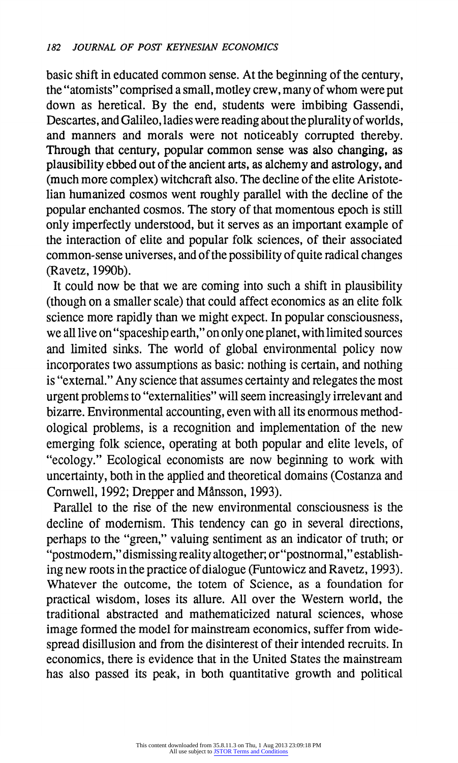basic shift in educated common sense. At the beginning of the century, the "atomists" comprised a small, motley crew, many of whom were put down as heretical. By the end, students were imbibing Gassendi, Descartes, and Galileo, ladies were reading about the plurality of worlds, and manners and morals were not noticeably corrupted thereby. Through that century, popular common sense was also changing, as plausibility ebbed out of the ancient arts, as alchemy and astrology, and (much more complex) witchcraft also. The decline of the elite Aristotelian humanized cosmos went roughly parallel with the decline of the popular enchanted cosmos. The story of that momentous epoch is still only imperfectly understood, but it serves as an important example of the interaction of elite and popular folk sciences, of their associated common-sense universes, and of the possibility of quite radical changes (Ravetz, 1990b).

It could now be that we are coming into such a shift in plausibility (though on a smaller scale) that could affect economics as an elite folk science more rapidly than we might expect. In popular consciousness, we all live on "spaceship earth," on only one planet, with limited sources and limited sinks. The world of global environmental policy now incorporates two assumptions as basic: nothing is certain, and nothing is "external." Any science that assumes certainty and relegates the most urgent problems to "externalities" will seem increasingly irrelevant and bizarre. Environmental accounting, even with all its enormous methodological problems, is a recognition and implementation of the new emerging folk science, operating at both popular and elite levels, of "ecology." Ecological economists are now beginning to work with uncertainty, both in the applied and theoretical domains (Costanza and Cornwell, 1992; Drepper and Månsson, 1993).

Parallel to the rise of the new environmental consciousness is the decline of modernism. This tendency can go in several directions, perhaps to the "green," valuing sentiment as an indicator of truth; or "postmodern," dismissing reality altogether; or "postnormal," establishing new roots in the practice of dialogue (Funtowicz and Ravetz, 1993). Whatever the outcome, the totem of Science, as a foundation for practical wisdom, loses its allure. All over the Western world, the traditional abstracted and mathematicized natural sciences, whose image formed the model for mainstream economics, suffer from widespread disillusion and from the disinterest of their intended recruits. In economics, there is evidence that in the United States the mainstream has also passed its peak, in both quantitative growth and political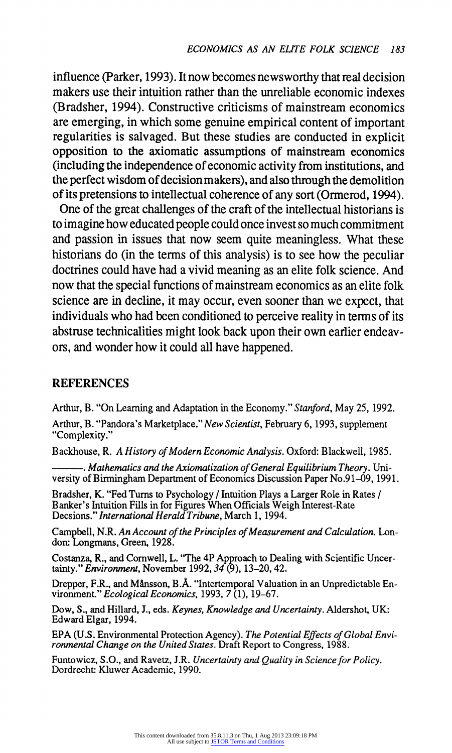influence (Parker, 1993). It now becomes newsworthy that real decision makers use their intuition rather than the unreliable economic indexes (Bradsher, 1994). Constructive criticisms of mainstream economics are emerging, in which some genuine empirical content of important regularities is salvaged. But these studies are conducted in explicit opposition to the axiomatic assumptions of mainstream economics (including the independence of economic activity from institutions, and the perfect wisdom of decision makers), and also through the demolition of its pretensions to intellectual coherence of any sort (Ormerod, 1994).

One of the great challenges of the craft of the intellectual historians is to imagine how educated people could once invest so much commitment and passion in issues that now seem quite meaningless. What these historians do (in the terms of this analysis) is to see how the peculiar doctrines could have had a vivid meaning as an elite folk science. And now that the special functions of mainstream economics as an elite folk science are in decline, it may occur, even sooner than we expect, that individuals who had been conditioned to perceive reality in terms of its abstruse technicalities might look back upon their own earlier endeavors, and wonder how it could all have happened.

## REFERENCES

Arthur, B. "On Learning and Adaptation in the Economy." *Stanford*, May 25, 1992.

Arthur, B. "Pandora's Marketplace." *New Scientist*, February 6, 1993, supplement "Complexity."

Backhouse, R. *A History of Modern Economic Analysis*. Oxford: Blackwell, 1985.

———. *Mathematics and the Axiomatization of General Equilibrium Theory*. University of Birmingham Department of Economics Discussion Paper No.91–09, 1991.

Bradsher, K. "Fed Turns to Psychology / Intuition Plays a Larger Role in Rates / Banker's Intuition Fills in for Figures When Officials Weigh Interest-Rate Decsions." *International Herald Tribune*, March 1, 1994.

Campbell, N.R. *An Account of the Principles of Measurement and Calculation*. London: Longmans, Green, 1928.

Costanza, R., and Cornwell, L. "The 4P Approach to Dealing with Scientific Uncertainty." *Environment*, November 1992, *34* (9), 13–20, 42.

Drepper, F.R., and Månsson, B.Å. "Intertemporal Valuation in an Unpredictable Environment." *Ecological Economics*, 1993, *7* (1), 19–67.

Dow, S., and Hillard, J., eds. *Keynes, Knowledge and Uncertainty*. Aldershot, UK: Edward Elgar, 1994.

EPA (U.S. Environmental Protection Agency). *The Potential Effects of Global Environmental Change on the United States*. Draft Report to Congress, 1988.

Funtowicz, S.O., and Ravetz, J.R. *Uncertainty and Quality in Science for Policy*. Dordrecht: Kluwer Academic, 1990.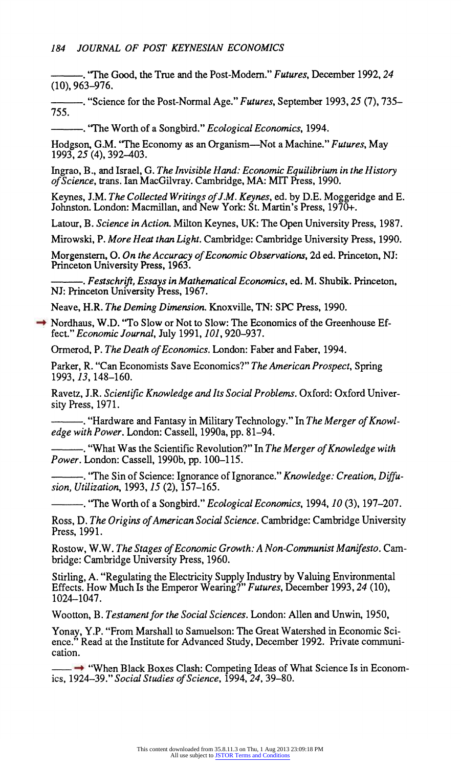———. "The Good, the True and the Post-Modern." *Futures*, December 1992, *24* (10), 963–976.

———. "Science for the Post-Normal Age." *Futures*, September 1993, *25* (7), 735–755.

———. "The Worth of a Songbird." *Ecological Economics*, 1994.

Hodgson, G.M. "The Economy as an Organism—Not a Machine." *Futures*, May 1993, *25* (4), 392–403.

Ingrao, B., and Israel, G. *The Invisible Hand: Economic Equilibrium in the History of Science*, trans. Ian MacGilvray. Cambridge, MA: MIT Press, 1990.

Keynes, J.M. *The Collected Writings of J.M. Keynes*, ed. by D.E. Moggeridge and E. Johnston. London: Macmillan, and New York: St. Martin's Press, 1970+.

Latour, B. *Science in Action*. Milton Keynes, UK: The Open University Press, 1987.

Mirowski, P. *More Heat than Light*. Cambridge: Cambridge University Press, 1990.

Morgenstern, O. *On the Accuracy of Economic Observations*, 2d ed. Princeton, NJ: Princeton University Press, 1963.

———. *Festschrift, Essays in Mathematical Economics*, ed. M. Shubik. Princeton, NJ: Princeton University Press, 1967.

Neave, H.R. *The Deming Dimension*. Knoxville, TN: SPC Press, 1990.

Nordhaus, W.D. "To Slow or Not to Slow: The Economics of the Greenhouse Effect." *Economic Journal*, July 1991, *101*, 920–937.

Ormerod, P. *The Death of Economics*. London: Faber and Faber, 1994.

Parker, R. "Can Economists Save Economics?" *The American Prospect*, Spring 1993, *13*, 148–160.

Ravetz, J.R. *Scientific Knowledge and Its Social Problems*. Oxford: Oxford University Press, 1971.

———. "Hardware and Fantasy in Military Technology." In *The Merger of Knowledge with Power*. London: Cassell, 1990a, pp. 81–94.

———. "What Was the Scientific Revolution?" In *The Merger of Knowledge with Power*. London: Cassell, 1990b, pp. 100–115.

———. "The Sin of Science: Ignorance of Ignorance." *Knowledge: Creation, Diffusion, Utilization*, 1993, *15* (2), 157–165.

———. "The Worth of a Songbird." *Ecological Economics*, 1994, *10* (3), 197–207.

Ross, D. *The Origins of American Social Science*. Cambridge: Cambridge University Press, 1991.

Rostow, W.W. *The Stages of Economic Growth: A Non-Communist Manifesto*. Cambridge: Cambridge University Press, 1960.

Stirling, A. "Regulating the Electricity Supply Industry by Valuing Environmental Effects. How Much Is the Emperor Wearing?" *Futures*, December 1993, *24* (10), 1024–1047.

Wootton, B. *Testament for the Social Sciences*. London: Allen and Unwin, 1950,

Yonay, Y.P. "From Marshall to Samuelson: The Great Watershed in Economic Science." Read at the Institute for Advanced Study, December 1992. Private communication.

———. "When Black Boxes Clash: Competing Ideas of What Science Is in Economics, 1924–39." *Social Studies of Science*, 1994, *24*, 39–80.